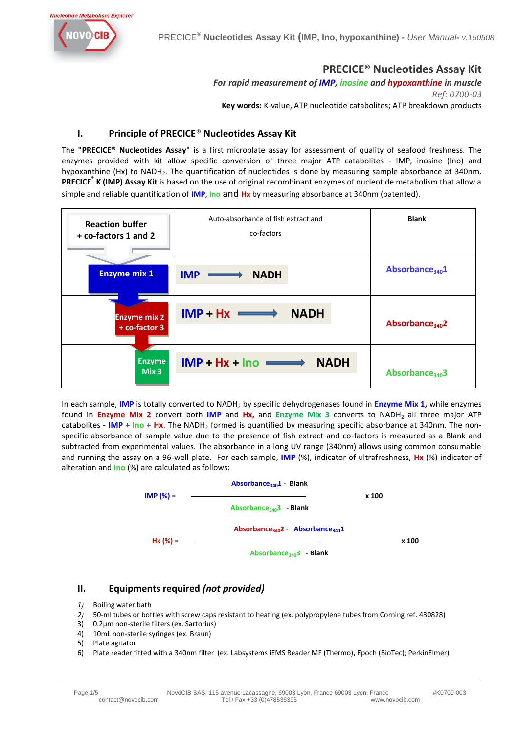# PRECICE® Nucleotides Assay Kit

***For rapid measurement of IMP, inosine and hypoxanthine in muscle***

*Ref: 0700-03*

**Key words:** K-value, ATP nucleotide catabolites; ATP breakdown products

## I. Principle of PRECICE® Nucleotides Assay Kit

The **"PRECICE® Nucleotides Assay"** is a first microplate assay for assessment of quality of seafood freshness. The enzymes provided with kit allow specific conversion of three major ATP catabolites - IMP, inosine (Ino) and hypoxanthine (Hx) to $NADH_2$. The quantification of nucleotides is done by measuring sample absorbance at 340nm. **PRECICE® K (IMP) Assay Kit** is based on the use of original recombinant enzymes of nucleotide metabolism that allow a simple and reliable quantification of **IMP**, **Ino** and **Hx** by measuring absorbance at 340nm (patented).

| | | |
|---|---|---|
| **Reaction buffer + co-factors 1 and 2** | Auto-absorbance of fish extract and co-factors | **Blank** |
| **Enzyme mix 1** | **IMP** ⟶ **NADH** | **$Absorbance_{340}1$** |
| **Enzyme mix 2 + co-factor 3** | **IMP + Hx** ⟶ **NADH** | **$Absorbance_{340}2$** |
| **Enzyme Mix 3** | **IMP + Hx + Ino** ⟶ **NADH** | **$Absorbance_{340}3$** |

In each sample, **IMP** is totally converted to $NADH_2$ by specific dehydrogenases found in **Enzyme Mix 1,** while enzymes found in **Enzyme Mix 2** convert both **IMP** and **Hx,** and **Enzyme Mix 3** converts to $NADH_2$ all three major ATP catabolites - **IMP** + **Ino** + **Hx**. The $NADH_2$ formed is quantified by measuring specific absorbance at 340nm. The non-specific absorbance of sample value due to the presence of fish extract and co-factors is measured as a Blank and subtracted from experimental values. The absorbance in a long UV range (340nm) allows using common consumable and running the assay on a 96-well plate. For each sample, **IMP** (%), indicator of ultrafreshness, **Hx** (%) indicator of alteration and **Ino** (%) are calculated as follows:

$$\text{IMP (\%)} = \frac{Absorbance_{340}1 - Blank}{Absorbance_{340}3 - Blank} \times 100$$

$$\text{Hx (\%)} = \frac{Absorbance_{340}2 - Absorbance_{340}1}{Absorbance_{340}3 - Blank} \times 100$$

## II. Equipments required *(not provided)*

1) Boiling water bath
2) 50-ml tubes or bottles with screw caps resistant to heating (ex. polypropylene tubes from Corning ref. 430828)
3) 0.2µm non-sterile filters (ex. Sartorius)
4) 10mL non-sterile syringes (ex. Braun)
5) Plate agitator
6) Plate reader fitted with a 340nm filter (ex. Labsystems iEMS Reader MF (Thermo), Epoch (BioTec); PerkinElmer)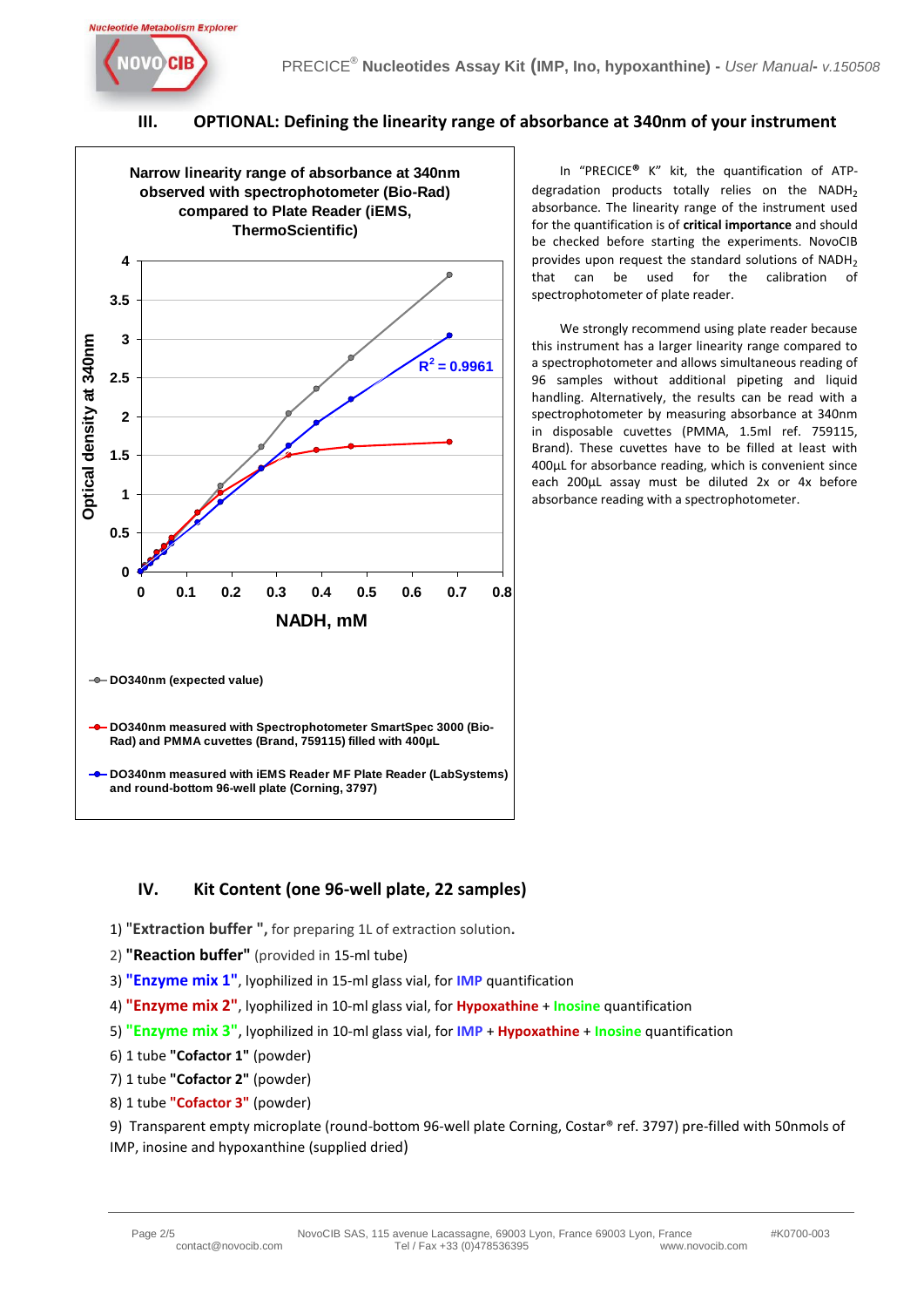## III. OPTIONAL: Defining the linearity range of absorbance at 340nm of your instrument

**Narrow linearity range of absorbance at 340nm observed with spectrophotometer (Bio-Rad) compared to Plate Reader (iEMS, ThermoScientific)**

Optical density at 340nm vs NADH, mM

$R^2 = 0.9961$

- DO340nm (expected value)
- DO340nm measured with Spectrophotometer SmartSpec 3000 (Bio-Rad) and PMMA cuvettes (Brand, 759115) filled with 400µL
- DO340nm measured with iEMS Reader MF Plate Reader (LabSystems) and round-bottom 96-well plate (Corning, 3797)

In "PRECICE® K" kit, the quantification of ATP-degradation products totally relies on the $NADH_2$ absorbance. The linearity range of the instrument used for the quantification is of **critical importance** and should be checked before starting the experiments. NovoCIB provides upon request the standard solutions of $NADH_2$ that can be used for the calibration of spectrophotometer of plate reader.

We strongly recommend using plate reader because this instrument has a larger linearity range compared to a spectrophotometer and allows simultaneous reading of 96 samples without additional pipeting and liquid handling. Alternatively, the results can be read with a spectrophotometer by measuring absorbance at 340nm in disposable cuvettes (PMMA, 1.5ml ref. 759115, Brand). These cuvettes have to be filled at least with 400µL for absorbance reading, which is convenient since each 200µL assay must be diluted 2x or 4x before absorbance reading with a spectrophotometer.

## IV. Kit Content (one 96-well plate, 22 samples)

1) **"Extraction buffer ",** for preparing 1L of extraction solution**.**
2) **"Reaction buffer"** (provided in 15-ml tube)
3) **"Enzyme mix 1"**, lyophilized in 15-ml glass vial, for IMP quantification
4) **"Enzyme mix 2"**, lyophilized in 10-ml glass vial, for Hypoxathine + Inosine quantification
5) **"Enzyme mix 3"**, lyophilized in 10-ml glass vial, for IMP + Hypoxathine + Inosine quantification
6) 1 tube **"Cofactor 1"** (powder)
7) 1 tube **"Cofactor 2"** (powder)
8) 1 tube **"Cofactor 3"** (powder)
9) Transparent empty microplate (round-bottom 96-well plate Corning, Costar® ref. 3797) pre-filled with 50nmols of IMP, inosine and hypoxanthine (supplied dried)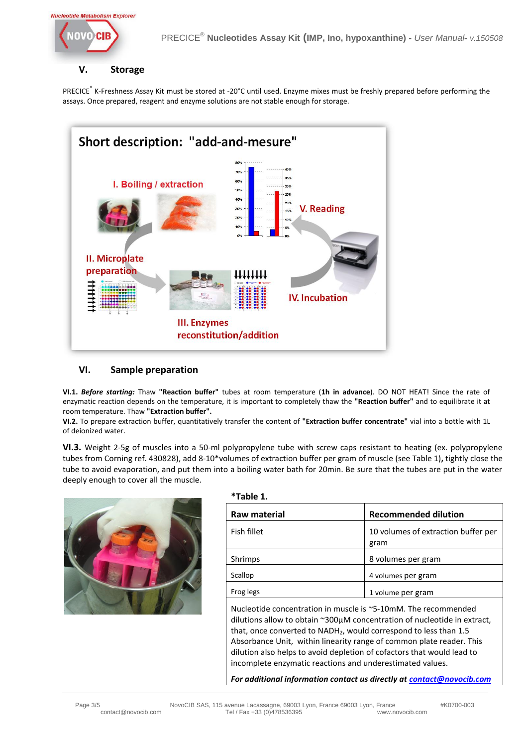## V. Storage

PRECICE® K-Freshness Assay Kit must be stored at -20°C until used. Enzyme mixes must be freshly prepared before performing the assays. Once prepared, reagent and enzyme solutions are not stable enough for storage.

**Short description: "add-and-mesure"**

I. Boiling / extraction

II. Microplate preparation

III. Enzymes reconstitution/addition

IV. Incubation

V. Reading

## VI. Sample preparation

**VI.1.** ***Before starting:*** Thaw **"Reaction buffer"** tubes at room temperature (**1h in advance**). DO NOT HEAT! Since the rate of enzymatic reaction depends on the temperature, it is important to completely thaw the **"Reaction buffer"** and to equilibrate it at room temperature. Thaw **"Extraction buffer".**

**VI.2.** To prepare extraction buffer, quantitatively transfer the content of **"Extraction buffer concentrate"** vial into a bottle with 1L of deionized water.

**VI.3.** Weight 2-5g of muscles into a 50-ml polypropylene tube with screw caps resistant to heating (ex. polypropylene tubes from Corning ref. 430828), add 8-10*volumes of extraction buffer per gram of muscle (see Table 1), tightly close the tube to avoid evaporation, and put them into a boiling water bath for 20min. Be sure that the tubes are put in the water deeply enough to cover all the muscle.

**\*Table 1.**

| Raw material | Recommended dilution |
|---|---|
| Fish fillet | 10 volumes of extraction buffer per gram |
| Shrimps | 8 volumes per gram |
| Scallop | 4 volumes per gram |
| Frog legs | 1 volume per gram |

Nucleotide concentration in muscle is ~5-10mM. The recommended dilutions allow to obtain ~300µM concentration of nucleotide in extract, that, once converted to $NADH_2$, would correspond to less than 1.5 Absorbance Unit, within linearity range of common plate reader. This dilution also helps to avoid depletion of cofactors that would lead to incomplete enzymatic reactions and underestimated values.

***For additional information contact us directly at contact@novocib.com***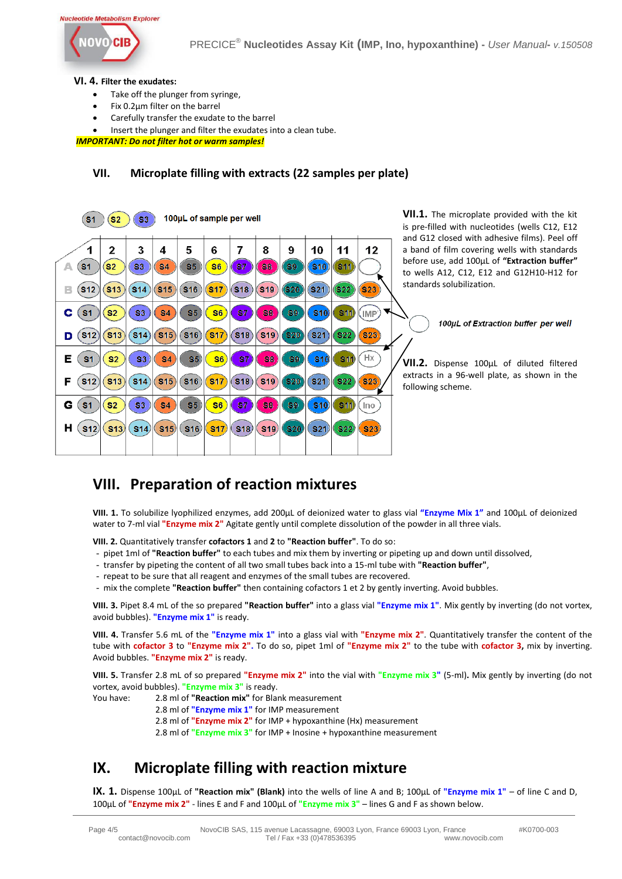**VI. 4. Filter the exudates:**

- Take off the plunger from syringe,
- Fix 0.2µm filter on the barrel
- Carefully transfer the exudate to the barrel
- Insert the plunger and filter the exudates into a clean tube.

***IMPORTANT: Do not filter hot or warm samples!***

## VII. Microplate filling with extracts (22 samples per plate)

S1 S2 S3 100µL of sample per well

| | 1 | 2 | 3 | 4 | 5 | 6 | 7 | 8 | 9 | 10 | 11 | 12 |
|---|---|---|---|---|---|---|---|---|---|---|---|---|
| A | S1 | S2 | S3 | S4 | S5 | S6 | S7 | S8 | S9 | S10 | S11 | |
| B | S12 | S13 | S14 | S15 | S16 | S17 | S18 | S19 | S20 | S21 | S22 | S23 |
| C | S1 | S2 | S3 | S4 | S5 | S6 | S7 | S8 | S9 | S10 | S11 | IMP |
| D | S12 | S13 | S14 | S15 | S16 | S17 | S18 | S19 | S20 | S21 | S22 | S23 |
| E | S1 | S2 | S3 | S4 | S5 | S6 | S7 | S8 | S9 | S10 | S11 | Hx |
| F | S12 | S13 | S14 | S15 | S16 | S17 | S18 | S19 | S20 | S21 | S22 | S23 |
| G | S1 | S2 | S3 | S4 | S5 | S6 | S7 | S8 | S9 | S10 | S11 | Ino |
| H | S12 | S13 | S14 | S15 | S16 | S17 | S18 | S19 | S20 | S21 | S22 | S23 |

*100µL of Extraction buffer per well*

**VII.1.** The microplate provided with the kit is pre-filled with nucleotides (wells C12, E12 and G12 closed with adhesive films). Peel off a band of film covering wells with standards before use, add 100µL of **"Extraction buffer"** to wells A12, C12, E12 and G12H10-H12 for standards solubilization.

**VII.2.** Dispense 100µL of diluted filtered extracts in a 96-well plate, as shown in the following scheme.

## VIII. Preparation of reaction mixtures

**VIII. 1.** To solubilize lyophilized enzymes, add 200µL of deionized water to glass vial **"Enzyme Mix 1"** and 100µL of deionized water to 7-ml vial **"Enzyme mix 2"** Agitate gently until complete dissolution of the powder in all three vials.

**VIII. 2.** Quantitatively transfer **cofactors 1** and **2** to **"Reaction buffer"**. To do so:

- pipet 1ml of **"Reaction buffer"** to each tubes and mix them by inverting or pipeting up and down until dissolved,
- transfer by pipeting the content of all two small tubes back into a 15-ml tube with **"Reaction buffer"**,
- repeat to be sure that all reagent and enzymes of the small tubes are recovered.
- mix the complete **"Reaction buffer"** then containing cofactors 1 et 2 by gently inverting. Avoid bubbles.

**VIII. 3.** Pipet 8.4 mL of the so prepared **"Reaction buffer"** into a glass vial **"Enzyme mix 1"**. Mix gently by inverting (do not vortex, avoid bubbles). **"Enzyme mix 1"** is ready.

**VIII. 4.** Transfer 5.6 mL of the **"Enzyme mix 1"** into a glass vial with **"Enzyme mix 2"**. Quantitatively transfer the content of the tube with **cofactor 3** to **"Enzyme mix 2"**. To do so, pipet 1ml of **"Enzyme mix 2"** to the tube with **cofactor 3,** mix by inverting. Avoid bubbles. **"Enzyme mix 2"** is ready.

**VIII. 5.** Transfer 2.8 mL of so prepared **"Enzyme mix 2"** into the vial with **"Enzyme mix 3"** (5-ml)**.** Mix gently by inverting (do not vortex, avoid bubbles). **"Enzyme mix 3"** is ready.

You have: 2.8 ml of **"Reaction mix"** for Blank measurement
2.8 ml of **"Enzyme mix 1"** for IMP measurement
2.8 ml of **"Enzyme mix 2"** for IMP + hypoxanthine (Hx) measurement
2.8 ml of **"Enzyme mix 3"** for IMP + Inosine + hypoxanthine measurement

## IX. Microplate filling with reaction mixture

**IX. 1.** Dispense 100µL of **"Reaction mix"** (Blank) into the wells of line A and B; 100µL of **"Enzyme mix 1"** – of line C and D, 100µL of **"Enzyme mix 2"** - lines E and F and 100µL of **"Enzyme mix 3"** – lines G and F as shown below.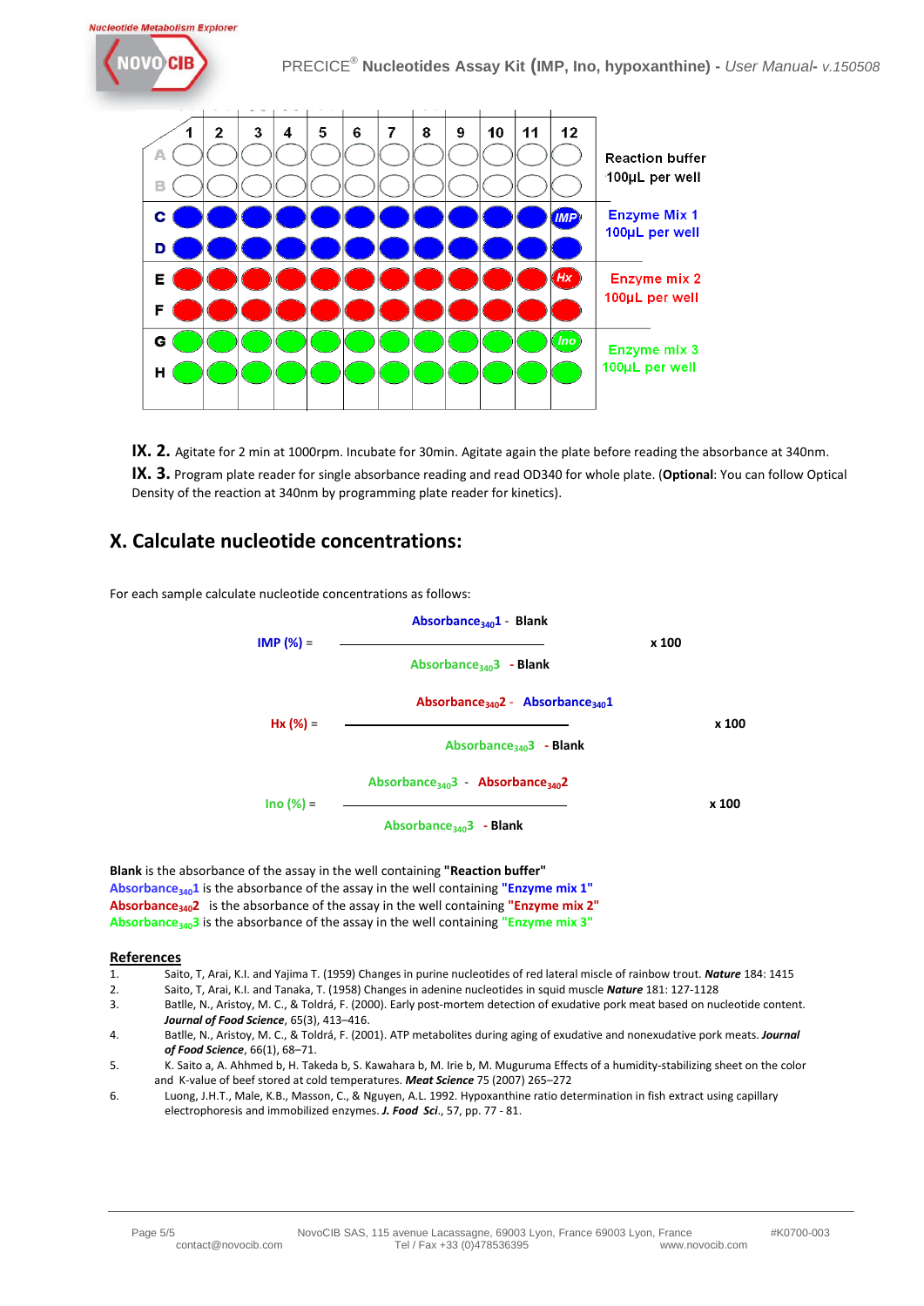| | 1 | 2 | 3 | 4 | 5 | 6 | 7 | 8 | 9 | 10 | 11 | 12 | |
|---|---|---|---|---|---|---|---|---|---|---|---|---|---|
| A | | | | | | | | | | | | | Reaction buffer 100µL per well |
| B | | | | | | | | | | | | | |
| C | | | | | | | | | | | | IMP | Enzyme Mix 1 100µL per well |
| D | | | | | | | | | | | | | |
| E | | | | | | | | | | | | Hx | Enzyme mix 2 100µL per well |
| F | | | | | | | | | | | | | |
| G | | | | | | | | | | | | Ino | Enzyme mix 3 100µL per well |
| H | | | | | | | | | | | | | |

**IX. 2.** Agitate for 2 min at 1000rpm. Incubate for 30min. Agitate again the plate before reading the absorbance at 340nm.

**IX. 3.** Program plate reader for single absorbance reading and read OD340 for whole plate. (**Optional**: You can follow Optical Density of the reaction at 340nm by programming plate reader for kinetics).

## X. Calculate nucleotide concentrations:

For each sample calculate nucleotide concentrations as follows:

$$\text{IMP (\%)} = \frac{\text{Absorbance}_{340}1 - \text{Blank}}{\text{Absorbance}_{340}3 - \text{Blank}} \times 100$$

$$\text{Hx (\%)} = \frac{\text{Absorbance}_{340}2 - \text{Absorbance}_{340}1}{\text{Absorbance}_{340}3 - \text{Blank}} \times 100$$

$$\text{Ino (\%)} = \frac{\text{Absorbance}_{340}3 - \text{Absorbance}_{340}2}{\text{Absorbance}_{340}3 - \text{Blank}} \times 100$$

**Blank** is the absorbance of the assay in the well containing **"Reaction buffer"**
**Absorbance$_{340}$1** is the absorbance of the assay in the well containing **"Enzyme mix 1"**
**Absorbance$_{340}$2** is the absorbance of the assay in the well containing **"Enzyme mix 2"**
**Absorbance$_{340}$3** is the absorbance of the assay in the well containing **"Enzyme mix 3"**

### References

1. Saito, T, Arai, K.I. and Yajima T. (1959) Changes in purine nucleotides of red lateral miscle of rainbow trout. ***Nature*** 184: 1415
2. Saito, T, Arai, K.I. and Tanaka, T. (1958) Changes in adenine nucleotides in squid muscle ***Nature*** 181: 127-1128
3. Batlle, N., Aristoy, M. C., & Toldrá, F. (2000). Early post-mortem detection of exudative pork meat based on nucleotide content. ***Journal of Food Science***, 65(3), 413–416.
4. Batlle, N., Aristoy, M. C., & Toldrá, F. (2001). ATP metabolites during aging of exudative and nonexudative pork meats. ***Journal of Food Science***, 66(1), 68–71.
5. K. Saito a, A. Ahhmed b, H. Takeda b, S. Kawahara b, M. Irie b, M. Muguruma Effects of a humidity-stabilizing sheet on the color and K-value of beef stored at cold temperatures. ***Meat Science*** 75 (2007) 265–272
6. Luong, J.H.T., Male, K.B., Masson, C., & Nguyen, A.L. 1992. Hypoxanthine ratio determination in fish extract using capillary electrophoresis and immobilized enzymes. ***J. Food Sci.***, 57, pp. 77 - 81.